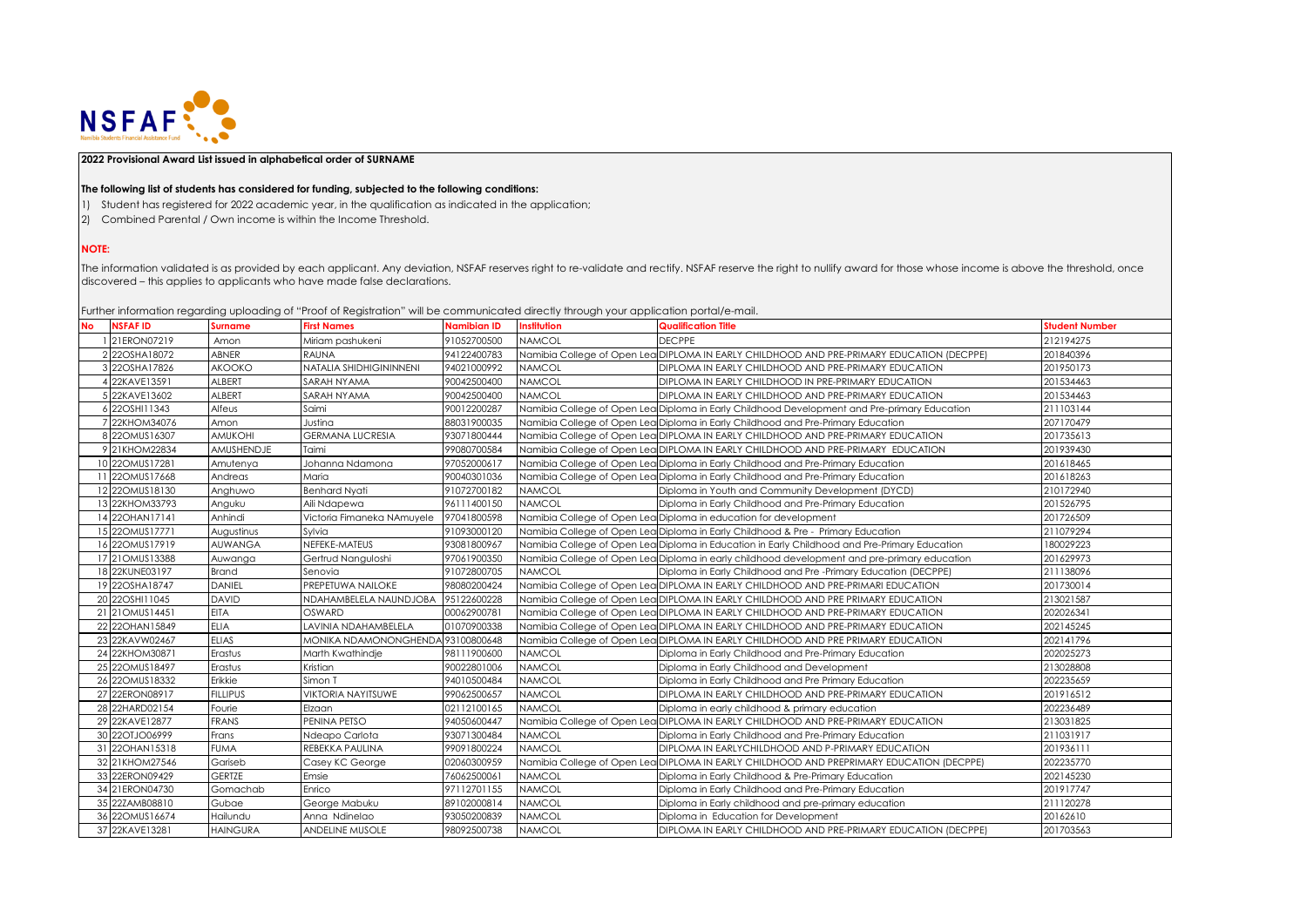**2022 Provisional Award List issued in alphabetical order of SURNAME**

**The following list of students has considered for funding, subjected to the following conditions:**

1) Student has registered for 2022 academic year, in the qualification as indicated in the application;
2) Combined Parental / Own income is within the Income Threshold.

**NOTE:**

The information validated is as provided by each applicant. Any deviation, NSFAF reserves right to re-validate and rectify. NSFAF reserve the right to nullify award for those whose income is above the threshold, once discovered – this applies to applicants who have made false declarations.

Further information regarding uploading of "Proof of Registration" will be communicated directly through your application portal/e-mail.

| No | NSFAF ID | Surname | First Names | Namibian ID | Institution | Qualification Title | Student Number |
|---|---|---|---|---|---|---|---|
| 1 | 21ERON07219 | Amon | Miriam pashukeni | 91052700500 | NAMCOL | DECPPE | 212194275 |
| 2 | 22OSHA18072 | ABNER | RAUNA | 94122400783 | Namibia College of Open Lea | DIPLOMA IN EARLY CHILDHOOD AND PRE-PRIMARY EDUCATION (DECPPE) | 201840396 |
| 3 | 22OSHA17826 | AKOOKO | NATALIA SHIDHIGININNENI | 94021000992 | NAMCOL | DIPLOMA IN EARLY CHILDHOOD AND PRE-PRIMARY EDUCATION | 201950173 |
| 4 | 22KAVE13591 | ALBERT | SARAH NYAMA | 90042500400 | NAMCOL | DIPLOMA IN EARLY CHILDHOOD IN PRE-PRIMARY EDUCATION | 201534463 |
| 5 | 22KAVE13602 | ALBERT | SARAH NYAMA | 90042500400 | NAMCOL | DIPLOMA IN EARLY CHILDHOOD AND PRE-PRIMARY EDUCATION | 201534463 |
| 6 | 22OSHI11343 | Alfeus | Saimi | 90012200287 | Namibia College of Open Lea | Diploma in Early Childhood Development and Pre-primary Education | 211103144 |
| 7 | 22KHOM34076 | Amon | Justina | 88031900035 | Namibia College of Open Lea | Diploma in Early Childhood and Pre-Primary Education | 207170479 |
| 8 | 22OMUS16307 | AMUKOHI | GERMANA LUCRESIA | 93071800444 | Namibia College of Open Lea | DIPLOMA IN EARLY CHILDHOOD AND PRE-PRIMARY EDUCATION | 201735613 |
| 9 | 21KHOM22834 | AMUSHENDJE | Taimi | 99080700584 | Namibia College of Open Lea | DIPLOMA IN EARLY CHILDHOOD AND PRE-PRIMARY EDUCATION | 201939430 |
| 10 | 22OMUS17281 | Amutenya | Johanna Ndamona | 97052000617 | Namibia College of Open Lea | Diploma in Early Childhood and Pre-Primary Education | 201618465 |
| 11 | 22OMUS17668 | Andreas | Maria | 90040301036 | Namibia College of Open Lea | Diploma in Early Childhood and Pre-Primary Education | 201618263 |
| 12 | 22OMUS18130 | Anghuwo | Benhard Nyati | 91072700182 | NAMCOL | Diploma in Youth and Community Development (DYCD) | 210172940 |
| 13 | 22KHOM33793 | Anguku | Aili Ndapewa | 96111400150 | NAMCOL | Diploma in Early Childhood and Pre-Primary Education | 201526795 |
| 14 | 22OHAN17141 | Anhindi | Victoria Fimaneka NAmuyele | 97041800598 | Namibia College of Open Lea | Diploma in education for development | 201726509 |
| 15 | 22OMUS17771 | Augustinus | Sylvia | 91093000120 | Namibia College of Open Lea | Diploma in Early Childhood & Pre - Primary Education | 211079294 |
| 16 | 22OMUS17919 | AUWANGA | NEFEKE-MATEUS | 93081800967 | Namibia College of Open Lea | Diploma in Education in Early Childhood and Pre-Primary Education | 180029223 |
| 17 | 21OMUS13388 | Auwanga | Gertrud Nanguloshi | 97061900350 | Namibia College of Open Lea | Diploma in early childhood development and pre-primary education | 201629973 |
| 18 | 22KUNE03197 | Brand | Senovia | 91072800705 | NAMCOL | Diploma in Early Childhood and Pre -Primary Education (DECPPE) | 211138096 |
| 19 | 22OSHA18747 | DANIEL | PREPETUWA NAILOKE | 98080200424 | Namibia College of Open Lea | DIPLOMA IN EARLY CHILDHOOD AND PRE-PRIMARI EDUCATION | 201730014 |
| 20 | 22OSHI11045 | DAVID | NDAHAMBELELA NAUNDJOBA | 95122600228 | Namibia College of Open Lea | DIPLOMA IN EARLY CHILDHOOD AND PRE PRIMARY EDUCATION | 213021587 |
| 21 | 21OMUS14451 | EITA | OSWARD | 00062900781 | Namibia College of Open Lea | DIPLOMA IN EARLY CHILDHOOD AND PRE-PRIMARY EDUCATION | 202026341 |
| 22 | 22OHAN15849 | ELIA | LAVINIA NDAHAMBELELA | 01070900338 | Namibia College of Open Lea | DIPLOMA IN EARLY CHILDHOOD AND PRE-PRIMARY EDUCATION | 202145245 |
| 23 | 22KAVW02467 | ELIAS | MONIKA NDAMONONGHENDA | 93100800648 | Namibia College of Open Lea | DIPLOMA IN EARLY CHILDHOOD AND PRE-PRIMARY EDUCATION | 202141796 |
| 24 | 22KHOM30871 | Erastus | Marth Kwathindje | 98111900600 | NAMCOL | Diploma in Early Childhood and Pre-Primary Education | 202025273 |
| 25 | 22OMUS18497 | Erastus | Kristian | 90022801006 | NAMCOL | Diploma in Early Childhood and Development | 213028808 |
| 26 | 22OMUS18332 | Erikkie | Simon T | 94010500484 | NAMCOL | Diploma in Early Childhood and Pre Primary Education | 202235659 |
| 27 | 22ERON08917 | FILLIPUS | VIKTORIA NAYITSUWE | 99062500657 | NAMCOL | DIPLOMA IN EARLY CHILDHOOD AND PRE-PRIMARY EDUCATION | 201916512 |
| 28 | 22HARD02154 | Fourie | Elzaan | 02112100165 | NAMCOL | Diploma in early childhood & primary education | 202236489 |
| 29 | 22KAVE12877 | FRANS | PENINA PETSO | 94050600447 | Namibia College of Open Lea | DIPLOMA IN EARLY CHILDHOOD AND PRE-PRIMARY EDUCATION | 213031825 |
| 30 | 22OTJO06999 | Frans | Ndeapo Carlota | 93071300484 | NAMCOL | Diploma in Early Childhood and Pre-Primary Education | 211031917 |
| 31 | 22OHAN15318 | FUMA | REBEKKA PAULINA | 99091800224 | NAMCOL | DIPLOMA IN EARLYCHILDHOOD AND P-PRIMARY EDUCATION | 201936111 |
| 32 | 21KHOM27546 | Gariseb | Casey KC George | 02060300959 | Namibia College of Open Lea | DIPLOMA IN EARLY CHILDHOOD AND PREPRIMARY EDUCATION (DECPPE) | 202235770 |
| 33 | 22ERON09429 | GERTZE | Emsie | 76062500061 | NAMCOL | Diploma in Early Childhood & Pre-Primary Education | 202145230 |
| 34 | 21ERON04730 | Gomachab | Enrico | 97112701155 | NAMCOL | Diploma in Early Childhood and Pre-Primary Education | 201917747 |
| 35 | 22ZAMB08810 | Gubae | George Mabuku | 89102000814 | NAMCOL | Diploma in Early childhood and pre-primary education | 211120278 |
| 36 | 22OMUS16674 | Hailundu | Anna Ndinelao | 93050200839 | NAMCOL | Diploma in Education for Development | 20162610 |
| 37 | 22KAVE13281 | HAINGURA | ANDELINE MUSOLE | 98092500738 | NAMCOL | DIPLOMA IN EARLY CHILDHOOD AND PRE-PRIMARY EDUCATION (DECPPE) | 201703563 |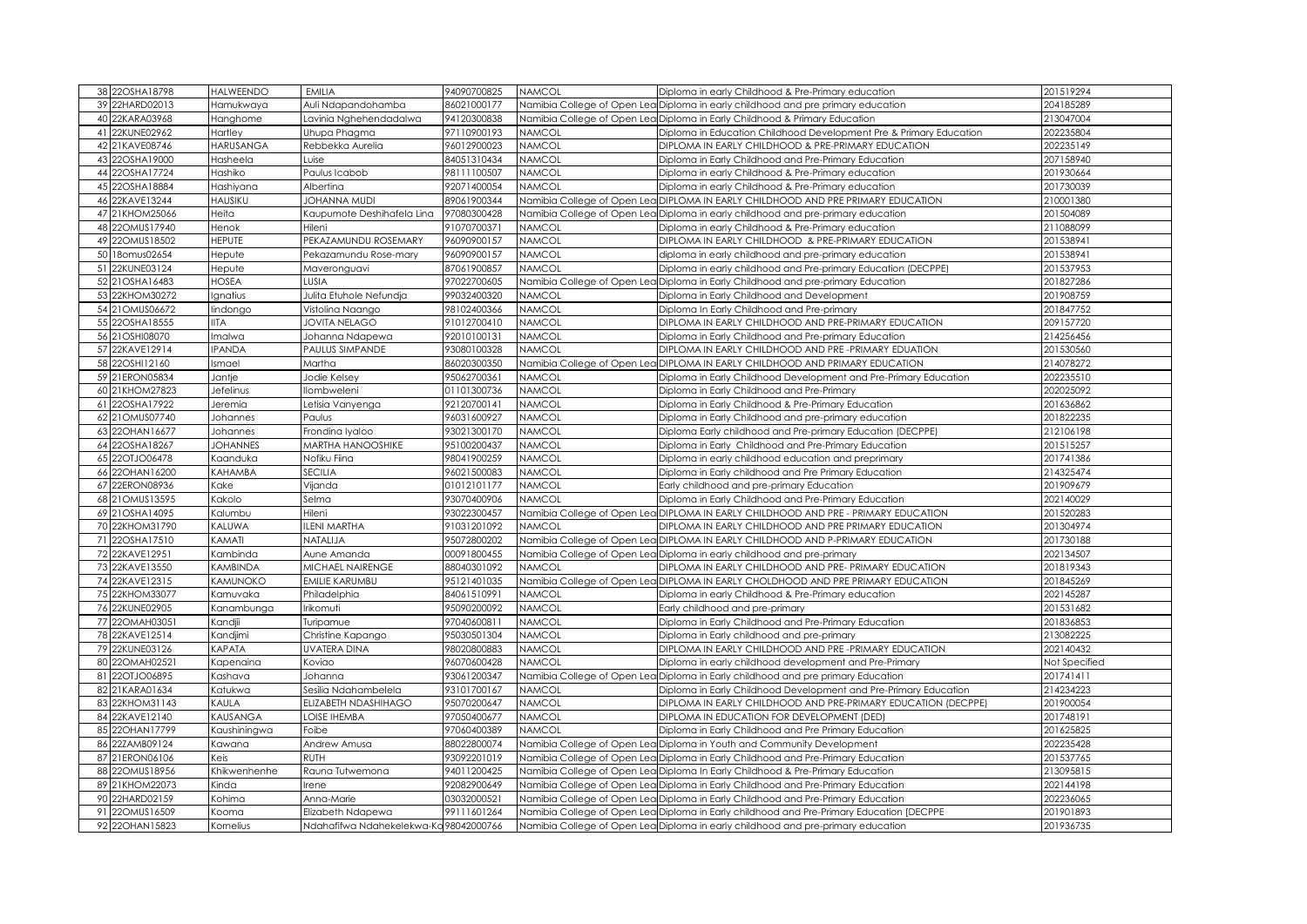| | | | | | | | |
|---|---|---|---|---|---|---|---|
| 38 | 22OSHA18798 | HALWEENDO | EMILIA | 94090700825 | NAMCOL | Diploma in early Childhood & Pre-Primary education | 201519294 |
| 39 | 22HARD02013 | Hamukwaya | Auli Ndapandohamba | 86021000177 | Namibia College of Open Lea | Diploma in early childhood and pre primary education | 204185289 |
| 40 | 22KARA03968 | Hanghome | Lavinia Nghehendadalwa | 94120300838 | Namibia College of Open Lea | Diploma in Early Childhood & Primary Education | 213047004 |
| 41 | 22KUNE02962 | Hartley | Uhupa Phagma | 97110900193 | NAMCOL | Diploma in Education Childhood Development Pre & Primary Education | 202235804 |
| 42 | 21KAVE08746 | HARUSANGA | Rebbekka Aurelia | 96012900023 | NAMCOL | DIPLOMA IN EARLY CHILDHOOD & PRE-PRIMARY EDUCATION | 202235149 |
| 43 | 22OSHA19000 | Hasheela | Luise | 84051310434 | NAMCOL | Diploma in Early Childhood and Pre-Primary Education | 207158940 |
| 44 | 22OSHA17724 | Hashiko | Paulus Icabob | 98111100507 | NAMCOL | Diploma in early Childhood & Pre-Primary education | 201930664 |
| 45 | 22OSHA18884 | Hashiyana | Albertina | 92071400054 | NAMCOL | Diploma in early Childhood & Pre-Primary education | 201730039 |
| 46 | 22KAVE13244 | HAUSIKU | JOHANNA MUDI | 89061900344 | Namibia College of Open Lea | DIPLOMA IN EARLY CHILDHOOD AND PRE PRIMARY EDUCATION | 210001380 |
| 47 | 21KHOM25066 | Heita | Kaupumote Deshihafela Lina | 97080300428 | Namibia College of Open Lea | Diploma in early childhood and pre-primary education | 201504089 |
| 48 | 22OMUS17940 | Henok | Hileni | 91070700371 | NAMCOL | Diploma in early Childhood & Pre-Primary education | 211088099 |
| 49 | 22OMUS18502 | HEPUTE | PEKAZAMUNDU ROSEMARY | 96090900157 | NAMCOL | DIPLOMA IN EARLY CHILDHOOD & PRE-PRIMARY EDUCATION | 201538941 |
| 50 | 18omus02654 | Hepute | Pekazamundu Rose-mary | 96090900157 | NAMCOL | diploma in early childhood and pre-primary education | 201538941 |
| 51 | 22KUNE03124 | Hepute | Maveronguavi | 87061900857 | NAMCOL | Diploma in early childhood and pre-primary Education (DECPPE) | 201537953 |
| 52 | 21OSHA16483 | HOSEA | LUSIA | 97022700605 | Namibia College of Open Lea | Diploma in Early Childhood and pre-primary Education | 201827286 |
| 53 | 22KHOM30272 | Ignatius | Julita Etuhole Nefundja | 99032400320 | NAMCOL | Diploma in Early Childhood and Development | 201908759 |
| 54 | 21OMUS06672 | Iindongo | Vistolina Naango | 98102400366 | NAMCOL | Diploma In Early Childhood and Pre-primary | 201847752 |
| 55 | 22OSHA18555 | IITA | JOVITA NELAGO | 91012700410 | NAMCOL | DIPLOMA IN EARLY CHILDHOOD AND PRE-PRIMARY EDUCATION | 209157720 |
| 56 | 21OSHI08070 | Imalwa | Johanna Ndapewa | 92010100131 | NAMCOL | Diploma in Early Childhood and Pre-primary Education | 214256456 |
| 57 | 22KAVE12914 | IPANDA | PAULUS SIMPANDE | 93080100328 | NAMCOL | DIPLOMA IN EARLY CHILDHOOD AND PRE -PRIMARY EDUATION | 201530560 |
| 58 | 22OSHI12160 | Ismael | Martha | 86020300350 | Namibia College of Open Lea | DIPLOMA IN EARLY CHILDHOOD AND PRIMARY EDUCATION | 214078272 |
| 59 | 21ERON05834 | Jantje | Jodie Kelsey | 95062700361 | NAMCOL | Diploma in Early Childhood Development and Pre-Primary Education | 202235510 |
| 60 | 21KHOM27823 | Jefelinus | Ilombweleni | 01101300736 | NAMCOL | Diploma in Early Childhood and Pre-Primary | 202025092 |
| 61 | 22OSHA17922 | Jeremia | Letisia Vanyenga | 92120700141 | NAMCOL | Diploma in Early Childhood & Pre-Primary Education | 201636862 |
| 62 | 21OMUS07740 | Johannes | Paulus | 96031600927 | NAMCOL | Diploma in Early Childhood and pre-primary education | 201822235 |
| 63 | 22OHAN16677 | Johannes | Frondina Iyaloo | 93021300170 | NAMCOL | Diploma Early childhood and Pre-primary Education (DECPPE) | 212106198 |
| 64 | 22OSHA18267 | JOHANNES | MARTHA HANOOSHIKE | 95100200437 | NAMCOL | Diploma in Early Childhood and Pre-Primary Education | 201515257 |
| 65 | 22OTJO06478 | Kaanduka | Nofiku Fiina | 98041900259 | NAMCOL | Diploma in early childhood education and preprimary | 201741386 |
| 66 | 22OHAN16200 | KAHAMBA | SECILIA | 96021500083 | NAMCOL | Diploma in Early childhood and Pre Primary Education | 214325474 |
| 67 | 22ERON08936 | Kake | Vijanda | 01012101177 | NAMCOL | Early childhood and pre-primary Education | 201909679 |
| 68 | 21OMUS13595 | Kakolo | Selma | 93070400906 | NAMCOL | Diploma in Early Childhood and Pre-Primary Education | 202140029 |
| 69 | 21OSHA14095 | Kalumbu | Hileni | 93022300457 | Namibia College of Open Lea | DIPLOMA IN EARLY CHILDHOOD AND PRE - PRIMARY EDUCATION | 201520283 |
| 70 | 22KHOM31790 | KALUWA | ILENI MARTHA | 91031201092 | NAMCOL | DIPLOMA IN EARLY CHILDHOOD AND PRE PRIMARY EDUCATION | 201304974 |
| 71 | 22OSHA17510 | KAMATI | NATALIJA | 95072800202 | Namibia College of Open Lea | DIPLOMA IN EARLY CHILDHOOD AND P-PRIMARY EDUCATION | 201730188 |
| 72 | 22KAVE12951 | Kambinda | Aune Amanda | 00091800455 | Namibia College of Open Lea | Diploma in early childhood and pre-primary | 202134507 |
| 73 | 22KAVE13550 | KAMBINDA | MICHAEL NAIRENGE | 88040301092 | NAMCOL | DIPLOMA IN EARLY CHILDHOOD AND PRE- PRIMARY EDUCATION | 201819343 |
| 74 | 22KAVE12315 | KAMUNOKO | EMILIE KARUMBU | 95121401035 | Namibia College of Open Lea | DIPLOMA IN EARLY CHOLDHOOD AND PRE PRIMARY EDUCATION | 201845269 |
| 75 | 22KHOM33077 | Kamuvaka | Philadelphia | 84061510991 | NAMCOL | Diploma in early Childhood & Pre-Primary education | 202145287 |
| 76 | 22KUNE02905 | Kanambunga | Irikomuti | 95090200092 | NAMCOL | Early childhood and pre-primary | 201531682 |
| 77 | 22OMAH03051 | Kandjii | Turipamue | 97040600811 | NAMCOL | Diploma in Early Childhood and Pre-Primary Education | 201836853 |
| 78 | 22KAVE12514 | Kandjimi | Christine Kapango | 95030501304 | NAMCOL | Diploma in Early childhood and pre-primary | 213082225 |
| 79 | 22KUNE03126 | KAPATA | UVATERA DINA | 98020800883 | NAMCOL | DIPLOMA IN EARLY CHILDHOOD AND PRE -PRIMARY EDUCATION | 202140432 |
| 80 | 22OMAH02521 | Kapenaina | Koviao | 96070600428 | NAMCOL | Diploma in early childhood development and Pre-Primary | Not Specified |
| 81 | 22OTJO06895 | Kashava | Johanna | 93061200347 | Namibia College of Open Lea | Diploma in Early childhood and pre primary Education | 201741411 |
| 82 | 21KARA01634 | Katukwa | Sesilia Ndahambelela | 93101700167 | NAMCOL | Diploma in Early Childhood Development and Pre-Primary Education | 214234223 |
| 83 | 22KHOM31143 | KAULA | ELIZABETH NDASHIHAGO | 95070200647 | NAMCOL | DIPLOMA IN EARLY CHILDHOOD AND PRE-PRIMARY EDUCATION (DECPPE) | 201900054 |
| 84 | 22KAVE12140 | KAUSANGA | LOISE IHEMBA | 97050400677 | NAMCOL | DIPLOMA IN EDUCATION FOR DEVELOPMENT (DED) | 201748191 |
| 85 | 22OHAN17799 | Kaushiningwa | Foibe | 97060400389 | NAMCOL | Diploma in Early Childhood and Pre Primary Education | 201625825 |
| 86 | 22ZAMB09124 | Kawana | Andrew Amusa | 88022800074 | Namibia College of Open Lea | Diploma in Youth and Community Development | 202235428 |
| 87 | 21ERON06106 | Keis | RUTH | 93092201019 | Namibia College of Open Lea | Diploma in Early Childhood and Pre-Primary Education | 201537765 |
| 88 | 22OMUS18956 | Khikwenhenhe | Rauna Tutwemona | 94011200425 | Namibia College of Open Lea | Diploma In Early Childhood & Pre-Primary Education | 213095815 |
| 89 | 21KHOM22073 | Kinda | Irene | 92082900649 | Namibia College of Open Lea | Diploma in Early Childhood and Pre-Primary Education | 202144198 |
| 90 | 22HARD02159 | Kohima | Anna-Marie | 03032000521 | Namibia College of Open Lea | Diploma in Early Childhood and Pre-Primary Education | 202236065 |
| 91 | 22OMUS16509 | Kooma | Elizabeth Ndapewa | 99111601264 | Namibia College of Open Lea | Diploma in Early childhood and Pre-Primary Education [DECPPE | 201901893 |
| 92 | 22OHAN15823 | Kornelius | Ndahafifwa Ndahekelekwa-Ka | 98042000766 | Namibia College of Open Lea | Diploma in early childhood and pre-primary education | 201936735 |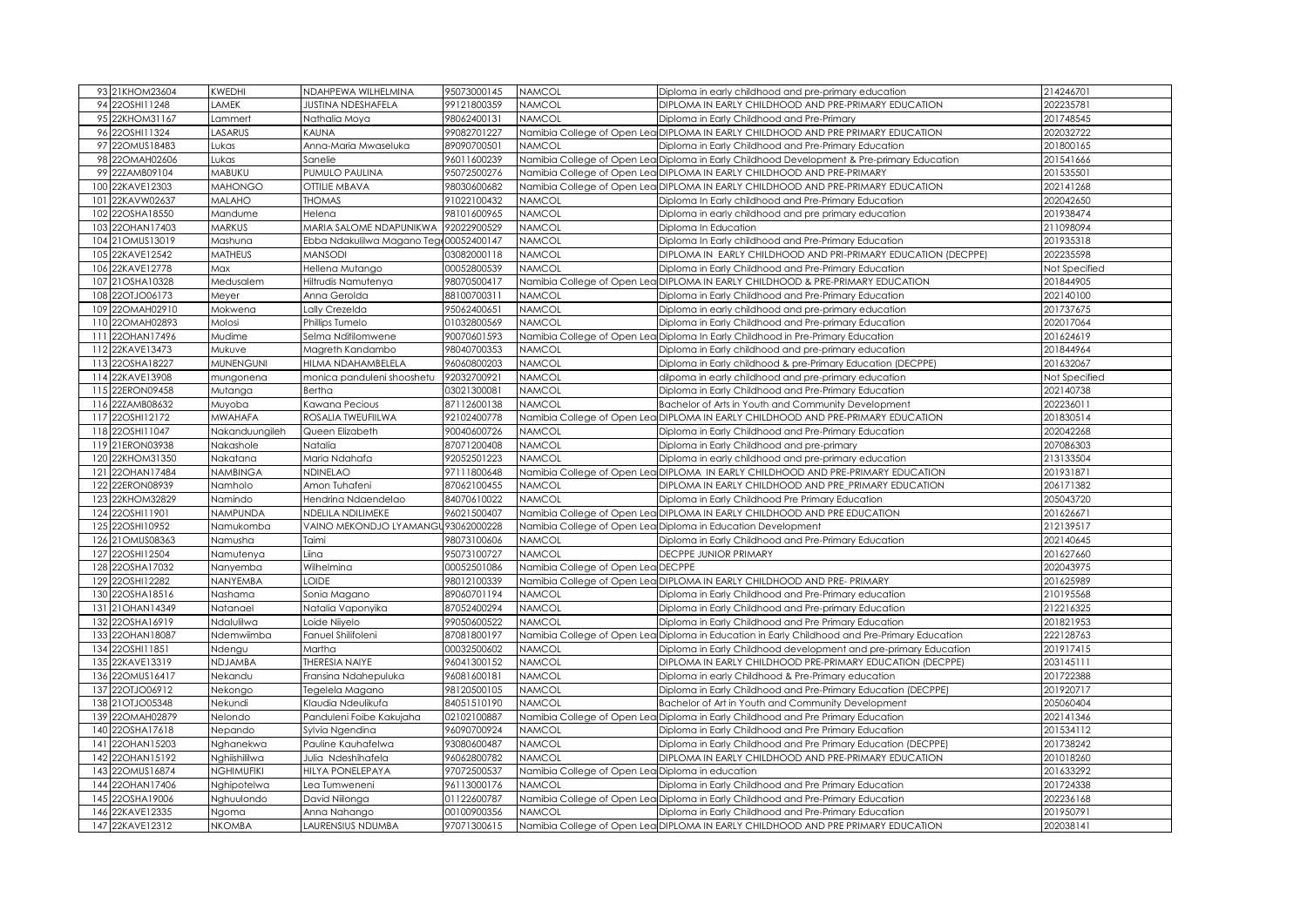| | | | | | | | |
|---|---|---|---|---|---|---|---|
| 93 | 21KHOM23604 | KWEDHI | NDAHPEWA WILHELMINA | 95073000145 | NAMCOL | Diploma in early childhood and pre-primary education | 214246701 |
| 94 | 22OSHI11248 | LAMEK | JUSTINA NDESHAFELA | 99121800359 | NAMCOL | DIPLOMA IN EARLY CHILDHOOD AND PRE-PRIMARY EDUCATION | 202235781 |
| 95 | 22KHOM31167 | Lammert | Nathalia Moya | 98062400131 | NAMCOL | Diploma in Early Childhood and Pre-Primary | 201748545 |
| 96 | 22OSHI11324 | LASARUS | KAUNA | 99082701227 | Namibia College of Open Lea | DIPLOMA IN EARLY CHILDHOOD AND PRE PRIMARY EDUCATION | 202032722 |
| 97 | 22OMUS18483 | Lukas | Anna-Maria Mwaseluka | 89090700501 | NAMCOL | Diploma in Early Childhood and Pre-Primary Education | 201800165 |
| 98 | 22OMAH02606 | Lukas | Sanelie | 96011600239 | Namibia College of Open Lea | Diploma in Early Childhood Development & Pre-primary Education | 201541666 |
| 99 | 22ZAMB09104 | MABUKU | PUMULO PAULINA | 95072500276 | Namibia College of Open Lea | DIPLOMA IN EARLY CHILDHOOD AND PRE-PRIMARY | 201535501 |
| 100 | 22KAVE12303 | MAHONGO | OTTILIE MBAVA | 98030600682 | Namibia College of Open Lea | DIPLOMA IN EARLY CHILDHOOD AND PRE-PRIMARY EDUCATION | 202141268 |
| 101 | 22KAVW02637 | MALAHO | THOMAS | 91022100432 | NAMCOL | Diploma In Early childhood and Pre-Primary Education | 202042650 |
| 102 | 22OSHA18550 | Mandume | Helena | 98101600965 | NAMCOL | Diploma in early childhood and pre primary education | 201938474 |
| 103 | 22OHAN17403 | MARKUS | MARIA SALOME NDAPUNIKWA | 92022900529 | NAMCOL | Diploma In Education | 211098094 |
| 104 | 21OMUS13019 | Mashuna | Ebba Ndakulilwa Magano Teg | 00052400147 | NAMCOL | Diploma In Early childhood and Pre-Primary Education | 201935318 |
| 105 | 22KAVE12542 | MATHEUS | MANSODI | 03082000118 | NAMCOL | DIPLOMA IN EARLY CHILDHOOD AND PRI-PRIMARY EDUCATION (DECPPE) | 202235598 |
| 106 | 22KAVE12778 | Max | Hellena Mutango | 00052800539 | NAMCOL | Diploma in Early Childhood and Pre-Primary Education | Not Specified |
| 107 | 21OSHA10328 | Medusalem | Hiltrudis Namutenya | 98070500417 | Namibia College of Open Lea | DIPLOMA IN EARLY CHILDHOOD & PRE-PRIMARY EDUCATION | 201844905 |
| 108 | 22OTJO06173 | Meyer | Anna Gerolda | 88100700311 | NAMCOL | Diploma in Early Childhood and Pre-Primary Education | 202140100 |
| 109 | 22OMAH02910 | Mokwena | Lally Crezelda | 95062400651 | NAMCOL | Diploma in early childhood and pre-primary education | 201737675 |
| 110 | 22OMAH02893 | Molosi | Phillips Tumelo | 01032800569 | NAMCOL | Diploma in Early Childhood and Pre-Primary Education | 202017064 |
| 111 | 22OHAN17496 | Mudime | Selma Nditilomwene | 90070601593 | Namibia College of Open Lea | Diploma In Early Childhood in Pre-Primary Education | 201624619 |
| 112 | 22KAVE13473 | Mukuve | Magreth Kandambo | 98040700353 | NAMCOL | Diploma in Early childhood and pre-primary education | 201844964 |
| 113 | 22OSHA18227 | MUNENGUNI | HILMA NDAHAMBELELA | 96060800203 | NAMCOL | Diploma in Early childhood & pre-Primary Education (DECPPE) | 201632067 |
| 114 | 22KAVE13908 | mungonena | monica panduleni shooshetu | 92032700921 | NAMCOL | dilpoma in early childhood and pre-primary education | Not Specified |
| 115 | 22ERON09458 | Mutanga | Bertha | 03021300081 | NAMCOL | Diploma in Early Childhood and Pre-Primary Education | 202140738 |
| 116 | 22ZAMB08632 | Muyoba | Kawana Pecious | 87112600138 | NAMCOL | Bachelor of Arts in Youth and Community Development | 202236011 |
| 117 | 22OSHI12172 | MWAHAFA | ROSALIA TWEUFIILWA | 92102400778 | Namibia College of Open Lea | DIPLOMA IN EARLY CHILDHOOD AND PRE-PRIMARY EDUCATION | 201830514 |
| 118 | 22OSHI11047 | Nakanduungileh | Queen Elizabeth | 90040600726 | NAMCOL | Diploma in Early Childhood and Pre-Primary Education | 202042268 |
| 119 | 21ERON03938 | Nakashole | Natalia | 87071200408 | NAMCOL | Diploma in Early Childhood and pre-primary | 207086303 |
| 120 | 22KHOM31350 | Nakatana | Maria Ndahafa | 92052501223 | NAMCOL | Diploma in early childhood and pre-primary education | 213133504 |
| 121 | 22OHAN17484 | NAMBINGA | NDINELAO | 97111800648 | Namibia College of Open Lea | DIPLOMA IN EARLY CHILDHOOD AND PRE-PRIMARY EDUCATION | 201931871 |
| 122 | 22ERON08939 | Namholo | Amon Tuhafeni | 87062100455 | NAMCOL | DIPLOMA IN EARLY CHILDHOOD AND PRE_PRIMARY EDUCATION | 206171382 |
| 123 | 22KHOM32829 | Namindo | Hendrina Ndaendelao | 84070610022 | NAMCOL | Diploma in Early Childhood Pre Primary Education | 205043720 |
| 124 | 22OSHI11901 | NAMPUNDA | NDELILA NDILIMEKE | 96021500407 | Namibia College of Open Lea | DIPLOMA IN EARLY CHILDHOOD AND PRE EDUCATION | 201626671 |
| 125 | 22OSHI10952 | Namukomba | VAINO MEKONDJO LYAMANGL | 93062000228 | Namibia College of Open Lea | Diploma in Education Development | 212139517 |
| 126 | 21OMUS08363 | Namusha | Taimi | 98073100606 | NAMCOL | Diploma in Early Childhood and Pre-Primary Education | 202140645 |
| 127 | 22OSHI12504 | Namutenya | Liina | 95073100727 | NAMCOL | DECPPE JUNIOR PRIMARY | 201627660 |
| 128 | 22OSHA17032 | Nanyemba | Wilhelmina | 00052501086 | Namibia College of Open Lea | DECPPE | 202043975 |
| 129 | 22OSHI12282 | NANYEMBA | LOIDE | 98012100339 | Namibia College of Open Lea | DIPLOMA IN EARLY CHILDHOOD AND PRE- PRIMARY | 201625989 |
| 130 | 22OSHA18516 | Nashama | Sonia Magano | 89060701194 | NAMCOL | Diploma in Early Childhood and Pre-Primary education | 210195568 |
| 131 | 21OHAN14349 | Natanael | Natalia Vaponyika | 87052400294 | NAMCOL | Diploma in Early Childhood and Pre-primary Education | 212216325 |
| 132 | 22OSHA16919 | Ndalulilwa | Loide Niiyelo | 99050600522 | NAMCOL | Diploma in Early Childhood and Pre Primary Education | 201821953 |
| 133 | 22OHAN18087 | Ndemwiimba | Fanuel Shiilifoleni | 87081800197 | Namibia College of Open Lea | Diploma in Education in Early Childhood and Pre-Primary Education | 222128763 |
| 134 | 22OSHI11851 | Ndengu | Martha | 00032500602 | NAMCOL | Diploma in Early Childhood development and pre-primary Education | 201917415 |
| 135 | 22KAVE13319 | NDJAMBA | THERESIA NAIYE | 96041300152 | NAMCOL | DIPLOMA IN EARLY CHILDHOOD PRE-PRIMARY EDUCATION (DECPPE) | 203145111 |
| 136 | 22OMUS16417 | Nekandu | Fransina Ndahepuluka | 96081600181 | NAMCOL | Diploma in early Childhood & Pre-Primary education | 201722388 |
| 137 | 22OTJO06912 | Nekongo | Tegelela Magano | 98120500105 | NAMCOL | Diploma in Early Childhood and Pre-Primary Education (DECPPE) | 201920717 |
| 138 | 21OTJO05348 | Nekundi | Klaudia Ndeulikufa | 84051510190 | NAMCOL | Bachelor of Art in Youth and Community Development | 205060404 |
| 139 | 22OMAH02879 | Nelondo | Panduleni Foibe Kakujaha | 02102100887 | Namibia College of Open Lea | Diploma in Early Childhood and Pre Primary Education | 202141346 |
| 140 | 22OSHA17618 | Nepando | Sylvia Ngendina | 96090700924 | NAMCOL | Diploma in Early Childhood and Pre-Primary Education | 201534112 |
| 141 | 22OHAN15203 | Nghanekwa | Pauline Kauhafelwa | 93080600487 | NAMCOL | Diploma in Early Childhood and Pre Primary Education (DECPPE) | 201738242 |
| 142 | 22OHAN15192 | Nghiishiliwa | Julia Ndeshihafela | 96062800782 | NAMCOL | DIPLOMA IN EARLY CHILDHOOD AND PRE-PRIMARY EDUCATION | 201018260 |
| 143 | 22OMUS16874 | NGHIMUFIKI | HILYA PONELEPAYA | 97072500537 | Namibia College of Open Lea | Diploma in education | 201633292 |
| 144 | 22OHAN17406 | Nghipotelwa | Lea Tumweneni | 96113000176 | NAMCOL | Diploma in Early Childhood and Pre Primary Education | 201724338 |
| 145 | 22OSHA19006 | Nghuulondo | David Niilonga | 01122600787 | Namibia College of Open Lea | Diploma in Early Childhood and Pre-Primary Education | 202236168 |
| 146 | 22KAVE12335 | Ngoma | Anna Nahango | 00100900356 | NAMCOL | Diploma in Early Childhood and Pre-Primary Education | 201950791 |
| 147 | 22KAVE12312 | NKOMBA | LAURENSIUS NDUMBA | 97071300615 | Namibia College of Open Lea | DIPLOMA IN EARLY CHILDHOOD AND PRE PRIMARY EDUCATION | 202038141 |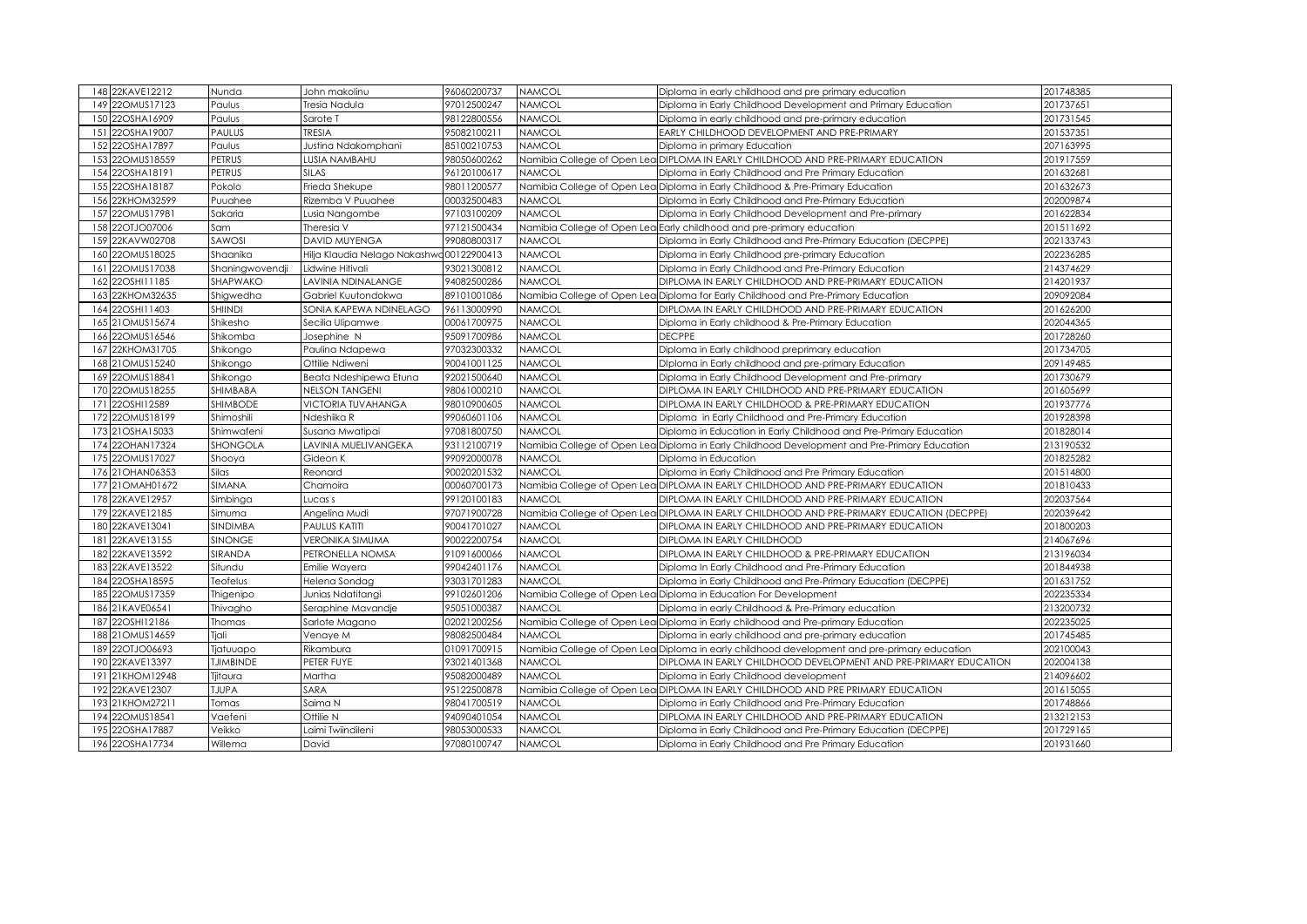| | | | | | | | |
|---|---|---|---|---|---|---|---|
| 148 | 22KAVE12212 | Nunda | John makolinu | 96060200737 | NAMCOL | Diploma in early childhood and pre primary education | 201748385 |
| 149 | 22OMUS17123 | Paulus | Tresia Nadula | 97012500247 | NAMCOL | Diploma in Early Childhood Development and Primary Education | 201737651 |
| 150 | 22OSHA16909 | Paulus | Sarote T | 98122800556 | NAMCOL | Diploma in early childhood and pre-primary education | 201731545 |
| 151 | 22OSHA19007 | PAULUS | TRESIA | 95082100211 | NAMCOL | EARLY CHILDHOOD DEVELOPMENT AND PRE-PRIMARY | 201537351 |
| 152 | 22OSHA17897 | Paulus | Justina Ndakomphani | 85100210753 | NAMCOL | Diploma in primary Education | 207163995 |
| 153 | 22OMUS18559 | PETRUS | LUSIA NAMBAHU | 98050600262 | Namibia College of Open Lea | DIPLOMA IN EARLY CHILDHOOD AND PRE-PRIMARY EDUCATION | 201917559 |
| 154 | 22OSHA18191 | PETRUS | SILAS | 96120100617 | NAMCOL | Diploma in Early Childhood and Pre Primary Education | 201632681 |
| 155 | 22OSHA18187 | Pokolo | Frieda Shekupe | 98011200577 | Namibia College of Open Lea | Diploma in Early Childhood & Pre-Primary Education | 201632673 |
| 156 | 22KHOM32599 | Puuahee | Rizemba V Puuahee | 00032500483 | NAMCOL | Diploma in Early Childhood and Pre-Primary Education | 202009874 |
| 157 | 22OMUS17981 | Sakaria | Lusia Nangombe | 97103100209 | NAMCOL | Diploma in Early Childhood Development and Pre-primary | 201622834 |
| 158 | 22OTJO07006 | Sam | Theresia V | 97121500434 | Namibia College of Open Lea | Early childhood and pre-primary education | 201511692 |
| 159 | 22KAVW02708 | SAWOSI | DAVID MUYENGA | 99080800317 | NAMCOL | Diploma in Early Childhood and Pre-Primary Education (DECPPE) | 202133743 |
| 160 | 22OMUS18025 | Shaanika | Hilja Klaudia Nelago Nakashwa | 00122900413 | NAMCOL | Diploma in Early Childhood pre-primary Education | 202236285 |
| 161 | 22OMUS17038 | Shaningwovendji | Lidwine Hitivali | 93021300812 | NAMCOL | Diploma in Early Childhood and Pre-Primary Education | 214374629 |
| 162 | 22OSHI11185 | SHAPWAKO | LAVINIA NDINALANGE | 94082500286 | NAMCOL | DIPLOMA IN EARLY CHILDHOOD AND PRE-PRIMARY EDUCATION | 214201937 |
| 163 | 22KHOM32635 | Shigwedha | Gabriel Kuutondokwa | 89101001086 | Namibia College of Open Lea | Diploma for Early Childhood and Pre-Primary Education | 209092084 |
| 164 | 22OSHI11403 | SHIINDI | SONIA KAPEWA NDINELAGO | 96113000990 | NAMCOL | DIPLOMA IN EARLY CHILDHOOD AND PRE-PRIMARY EDUCATION | 201626200 |
| 165 | 21OMUS15674 | Shikesho | Secilia Ulipamwe | 00061700975 | NAMCOL | Diploma in Early childhood & Pre-Primary Education | 202044365 |
| 166 | 22OMUS16546 | Shikomba | Josephine N | 95091700986 | NAMCOL | DECPPE | 201728260 |
| 167 | 22KHOM31705 | Shikongo | Paulina Ndapewa | 97032300332 | NAMCOL | Diploma in Early childhood preprimary education | 201734705 |
| 168 | 21OMUS15240 | Shikongo | Ottilie Ndiweni | 90041001125 | NAMCOL | DIploma in Early childhood and pre-primary Education | 209149485 |
| 169 | 22OMUS18841 | Shikongo | Beata Ndeshipewa Etuna | 92021500640 | NAMCOL | Diploma in Early Childhood Development and Pre-primary | 201730679 |
| 170 | 22OMUS18255 | SHIMBABA | NELSON TANGENI | 98061000210 | NAMCOL | DIPLOMA IN EARLY CHILDHOOD AND PRE-PRIMARY EDUCATION | 201605699 |
| 171 | 22OSHI12589 | SHIMBODE | VICTORIA TUVAHANGA | 98010900605 | NAMCOL | DIPLOMA IN EARLY CHILDHOOD & PRE-PRIMARY EDUCATION | 201937776 |
| 172 | 22OMUS18199 | Shimoshili | Ndeshiika R | 99060601106 | NAMCOL | Diploma in Early Childhood and Pre-Primary Education | 201928398 |
| 173 | 21OSHA15033 | Shimwafeni | Susana Mwatipai | 97081800750 | NAMCOL | Diploma in Education in Early Childhood and Pre-Primary Education | 201828014 |
| 174 | 22OHAN17324 | SHONGOLA | LAVINIA MUELIVANGEKA | 93112100719 | Namibia College of Open Lea | Diploma in Early Childhood Development and Pre-Primary Education | 213190532 |
| 175 | 22OMUS17027 | Shooya | Gideon K | 99092000078 | NAMCOL | Diploma in Education | 201825282 |
| 176 | 21OHAN06353 | Silas | Reonard | 90020201532 | NAMCOL | Diploma in Early Childhood and Pre Primary Education | 201514800 |
| 177 | 21OMAH01672 | SIMANA | Chamoira | 00060700173 | Namibia College of Open Lea | DIPLOMA IN EARLY CHILDHOOD AND PRE-PRIMARY EDUCATION | 201810433 |
| 178 | 22KAVE12957 | Simbinga | Lucas s | 99120100183 | NAMCOL | DIPLOMA IN EARLY CHILDHOOD AND PRE-PRIMARY EDUCATION | 202037564 |
| 179 | 22KAVE12185 | Simuma | Angelina Mudi | 97071900728 | Namibia College of Open Lea | DIPLOMA IN EARLY CHILDHOOD AND PRE-PRIMARY EDUCATION (DECPPE) | 202039642 |
| 180 | 22KAVE13041 | SINDIMBA | PAULUS KATITI | 90041701027 | NAMCOL | DIPLOMA IN EARLY CHILDHOOD AND PRE-PRIMARY EDUCATION | 201800203 |
| 181 | 22KAVE13155 | SINONGE | VERONIKA SIMUMA | 90022200754 | NAMCOL | DIPLOMA IN EARLY CHILDHOOD | 214067696 |
| 182 | 22KAVE13592 | SIRANDA | PETRONELLA NOMSA | 91091600066 | NAMCOL | DIPLOMA IN EARLY CHILDHOOD & PRE-PRIMARY EDUCATION | 213196034 |
| 183 | 22KAVE13522 | Situndu | Emilie Wayera | 99042401176 | NAMCOL | Diploma In Early Childhood and Pre-Primary Education | 201844938 |
| 184 | 22OSHA18595 | Teofelus | Helena Sondag | 93031701283 | NAMCOL | Diploma in Early Childhood and Pre-Primary Education (DECPPE) | 201631752 |
| 185 | 22OMUS17359 | Thigenipo | Junias Ndatitangi | 99102601206 | Namibia College of Open Lea | Diploma in Education For Development | 202235334 |
| 186 | 21KAVE06541 | Thivagho | Seraphine Mavandje | 95051000387 | NAMCOL | Diploma in early Childhood & Pre-Primary education | 213200732 |
| 187 | 22OSHI12186 | Thomas | Sarlote Magano | 02021200256 | Namibia College of Open Lea | Diploma in Early childhood and Pre-primary Education | 202235025 |
| 188 | 21OMUS14659 | Tjali | Venaye M | 98082500484 | NAMCOL | Diploma in early childhood and pre-primary education | 201745485 |
| 189 | 22OTJO06693 | Tjatuuapo | Rikambura | 01091700915 | Namibia College of Open Lea | Diploma in early childhood development and pre-primary education | 202100043 |
| 190 | 22KAVE13397 | TJIMBINDE | PETER FUYE | 93021401368 | NAMCOL | DIPLOMA IN EARLY CHILDHOOD DEVELOPMENT AND PRE-PRIMARY EDUCATION | 202004138 |
| 191 | 21KHOM12948 | Tjitaura | Martha | 95082000489 | NAMCOL | Diploma in Early Childhood development | 214096602 |
| 192 | 22KAVE12307 | TJUPA | SARA | 95122500878 | Namibia College of Open Lea | DIPLOMA IN EARLY CHILDHOOD AND PRE PRIMARY EDUCATION | 201615055 |
| 193 | 21KHOM27211 | Tomas | Saima N | 98041700519 | NAMCOL | Diploma in Early Childhood and Pre-Primary Education | 201748866 |
| 194 | 22OMUS18541 | Vaefeni | Ottilie N | 94090401054 | NAMCOL | DIPLOMA IN EARLY CHILDHOOD AND PRE-PRIMARY EDUCATION | 213212153 |
| 195 | 22OSHA17887 | Veikko | Laimi Twiindileni | 98053000533 | NAMCOL | Diploma in Early Childhood and Pre-Primary Education (DECPPE) | 201729165 |
| 196 | 22OSHA17734 | Willema | David | 97080100747 | NAMCOL | Diploma in Early Childhood and Pre Primary Education | 201931660 |